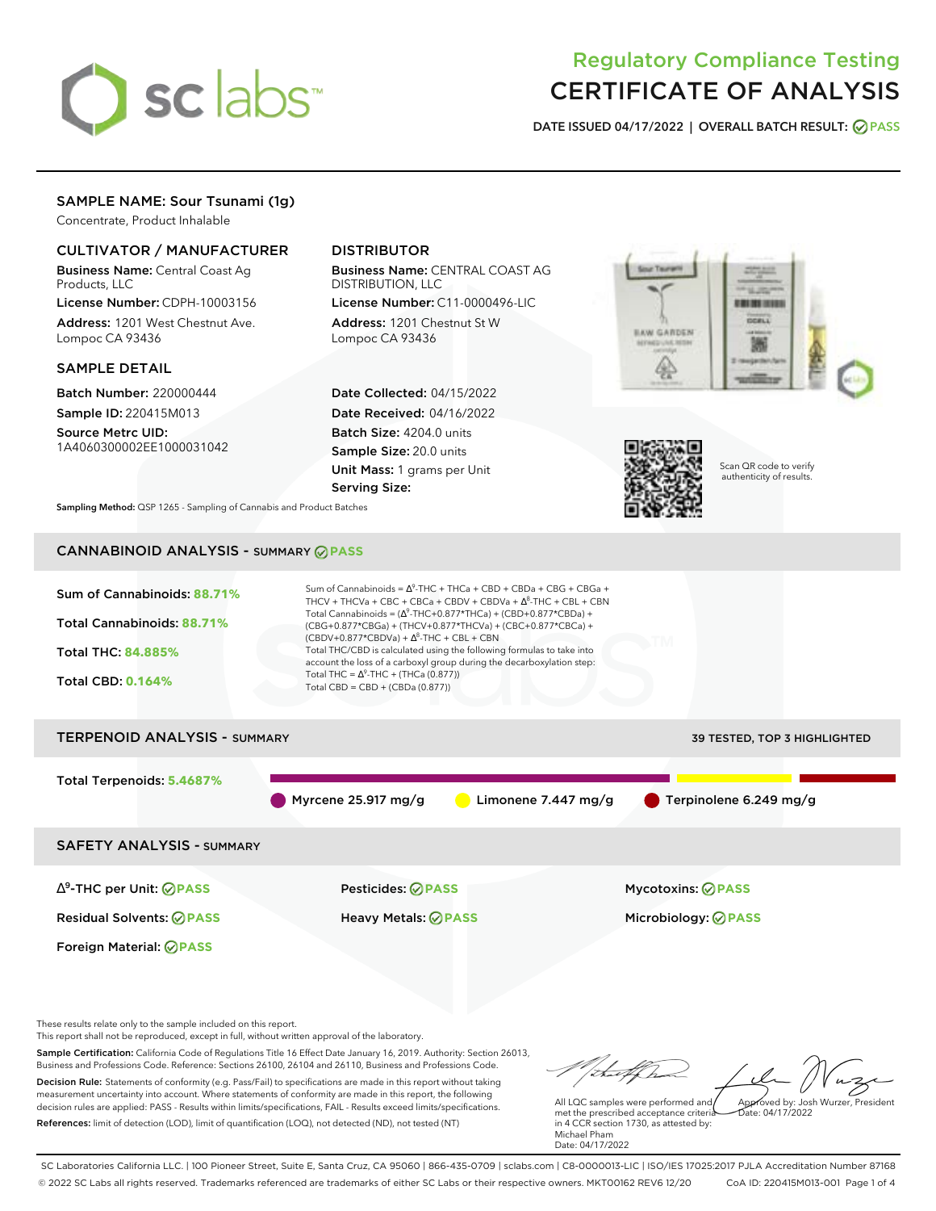# Regulatory Compliance Testing
# CERTIFICATE OF ANALYSIS

**DATE ISSUED 04/17/2022 | OVERALL BATCH RESULT: PASS**

## SAMPLE NAME: Sour Tsunami (1g)

Concentrate, Product Inhalable

### CULTIVATOR / MANUFACTURER

**Business Name:** Central Coast Ag Products, LLC

**License Number:** CDPH-10003156

**Address:** 1201 West Chestnut Ave. Lompoc CA 93436

### DISTRIBUTOR

**Business Name:** CENTRAL COAST AG DISTRIBUTION, LLC

**License Number:** C11-0000496-LIC

**Address:** 1201 Chestnut St W Lompoc CA 93436

### SAMPLE DETAIL

**Batch Number:** 220000444

**Sample ID:** 220415M013

**Source Metrc UID:** 1A4060300002EE1000031042

**Date Collected:** 04/15/2022

**Date Received:** 04/16/2022

**Batch Size:** 4204.0 units

**Sample Size:** 20.0 units

**Unit Mass:** 1 grams per Unit

**Serving Size:**

Scan QR code to verify authenticity of results.

**Sampling Method:** QSP 1265 - Sampling of Cannabis and Product Batches

## CANNABINOID ANALYSIS - SUMMARY PASS

**Sum of Cannabinoids:** 88.71%

**Total Cannabinoids:** 88.71%

**Total THC:** 84.885%

**Total CBD:** 0.164%

Sum of Cannabinoids = $\Delta^9$-THC + THCa + CBD + CBDa + CBG + CBGa + THCV + THCVa + CBC + CBCa + CBDV + CBDVa + $\Delta^8$-THC + CBL + CBN

Total Cannabinoids = ($\Delta^9$-THC+0.877*THCa) + (CBD+0.877*CBDa) + (CBG+0.877*CBGa) + (THCV+0.877*THCVa) + (CBC+0.877*CBCa) + (CBDV+0.877*CBDVa) + $\Delta^8$-THC + CBL + CBN

Total THC/CBD is calculated using the following formulas to take into account the loss of a carboxyl group during the decarboxylation step:

Total THC = $\Delta^9$-THC + (THCa (0.877))

Total CBD = CBD + (CBDa (0.877))

## TERPENOID ANALYSIS - SUMMARY

39 TESTED, TOP 3 HIGHLIGHTED

**Total Terpenoids:** 5.4687%

Myrcene 25.917 mg/g

Limonene 7.447 mg/g

Terpinolene 6.249 mg/g

## SAFETY ANALYSIS - SUMMARY

| | | |
|---|---|---|
| $\Delta^9$-THC per Unit: PASS | Pesticides: PASS | Mycotoxins: PASS |
| Residual Solvents: PASS | Heavy Metals: PASS | Microbiology: PASS |
| Foreign Material: PASS | | |

These results relate only to the sample included on this report.
This report shall not be reproduced, except in full, without written approval of the laboratory.

**Sample Certification:** California Code of Regulations Title 16 Effect Date January 16, 2019. Authority: Section 26013, Business and Professions Code. Reference: Sections 26100, 26104 and 26110, Business and Professions Code.

**Decision Rule:** Statements of conformity (e.g. Pass/Fail) to specifications are made in this report without taking measurement uncertainty into account. Where statements of conformity are made in this report, the following decision rules are applied: PASS - Results within limits/specifications, FAIL - Results exceed limits/specifications.

**References:** limit of detection (LOD), limit of quantification (LOQ), not detected (ND), not tested (NT)

All LQC samples were performed and met the prescribed acceptance criteria in 4 CCR section 1730, as attested by: Michael Pham
Date: 04/17/2022

Approved by: Josh Wurzer, President
Date: 04/17/2022

SC Laboratories California LLC. | 100 Pioneer Street, Suite E, Santa Cruz, CA 95060 | 866-435-0709 | sclabs.com | C8-0000013-LIC | ISO/IES 17025:2017 PJLA Accreditation Number 87168
© 2022 SC Labs all rights reserved. Trademarks referenced are trademarks of either SC Labs or their respective owners. MKT00162 REV6 12/20 CoA ID: 220415M013-001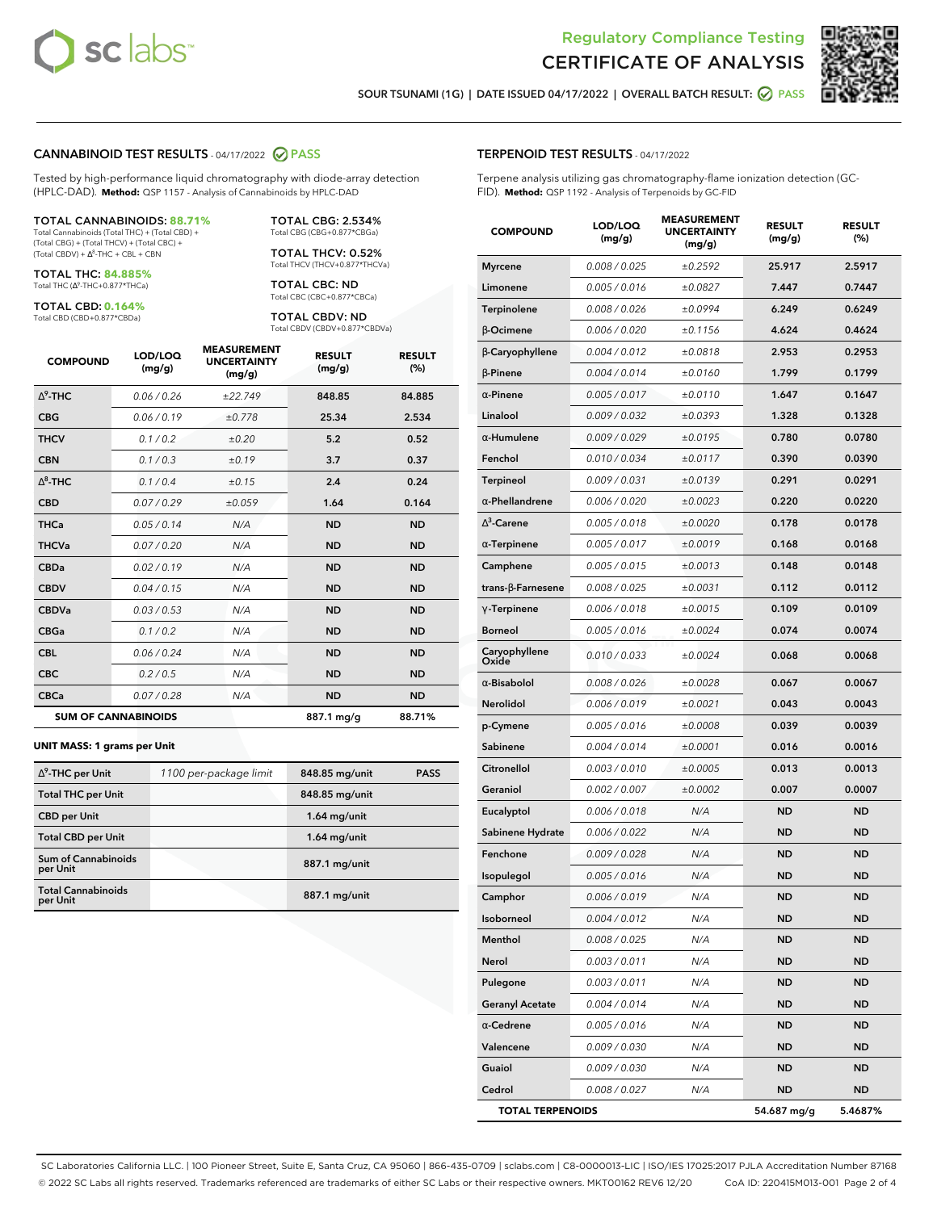Regulatory Compliance Testing
CERTIFICATE OF ANALYSIS

SOUR TSUNAMI (1G) | DATE ISSUED 04/17/2022 | OVERALL BATCH RESULT: PASS

## CANNABINOID TEST RESULTS - 04/17/2022 PASS

Tested by high-performance liquid chromatography with diode-array detection (HPLC-DAD). **Method:** QSP 1157 - Analysis of Cannabinoids by HPLC-DAD

**TOTAL CANNABINOIDS: 88.71%**
Total Cannabinoids (Total THC) + (Total CBD) + (Total CBG) + (Total THCV) + (Total CBC) + (Total CBDV) + $\Delta^8$-THC + CBL + CBN

**TOTAL THC: 84.885%**
Total THC ($\Delta^9$-THC+0.877*THCa)

**TOTAL CBD: 0.164%**
Total CBD (CBD+0.877*CBDa)

**TOTAL CBG: 2.534%**
Total CBG (CBG+0.877*CBGa)

**TOTAL THCV: 0.52%**
Total THCV (THCV+0.877*THCVa)

**TOTAL CBC: ND**
Total CBC (CBC+0.877*CBCa)

**TOTAL CBDV: ND**
Total CBDV (CBDV+0.877*CBDVa)

| COMPOUND | LOD/LOQ (mg/g) | MEASUREMENT UNCERTAINTY (mg/g) | RESULT (mg/g) | RESULT (%) |
|---|---|---|---|---|
| $\Delta^9$-THC | 0.06 / 0.26 | ±22.749 | 848.85 | 84.885 |
| CBG | 0.06 / 0.19 | ±0.778 | 25.34 | 2.534 |
| THCV | 0.1 / 0.2 | ±0.20 | 5.2 | 0.52 |
| CBN | 0.1 / 0.3 | ±0.19 | 3.7 | 0.37 |
| $\Delta^8$-THC | 0.1 / 0.4 | ±0.15 | 2.4 | 0.24 |
| CBD | 0.07 / 0.29 | ±0.059 | 1.64 | 0.164 |
| THCa | 0.05 / 0.14 | N/A | ND | ND |
| THCVa | 0.07 / 0.20 | N/A | ND | ND |
| CBDa | 0.02 / 0.19 | N/A | ND | ND |
| CBDV | 0.04 / 0.15 | N/A | ND | ND |
| CBDVa | 0.03 / 0.53 | N/A | ND | ND |
| CBGa | 0.1 / 0.2 | N/A | ND | ND |
| CBL | 0.06 / 0.24 | N/A | ND | ND |
| CBC | 0.2 / 0.5 | N/A | ND | ND |
| CBCa | 0.07 / 0.28 | N/A | ND | ND |
| **SUM OF CANNABINOIDS** | | | 887.1 mg/g | 88.71% |

**UNIT MASS: 1 grams per Unit**

| | | | |
|---|---|---|---|
| $\Delta^9$-THC per Unit | 1100 per-package limit | 848.85 mg/unit | PASS |
| Total THC per Unit | | 848.85 mg/unit | |
| CBD per Unit | | 1.64 mg/unit | |
| Total CBD per Unit | | 1.64 mg/unit | |
| Sum of Cannabinoids per Unit | | 887.1 mg/unit | |
| Total Cannabinoids per Unit | | 887.1 mg/unit | |

## TERPENOID TEST RESULTS - 04/17/2022

Terpene analysis utilizing gas chromatography-flame ionization detection (GC-FID). **Method:** QSP 1192 - Analysis of Terpenoids by GC-FID

| COMPOUND | LOD/LOQ (mg/g) | MEASUREMENT UNCERTAINTY (mg/g) | RESULT (mg/g) | RESULT (%) |
|---|---|---|---|---|
| Myrcene | 0.008 / 0.025 | ±0.2592 | 25.917 | 2.5917 |
| Limonene | 0.005 / 0.016 | ±0.0827 | 7.447 | 0.7447 |
| Terpinolene | 0.008 / 0.026 | ±0.0994 | 6.249 | 0.6249 |
| β-Ocimene | 0.006 / 0.020 | ±0.1156 | 4.624 | 0.4624 |
| β-Caryophyllene | 0.004 / 0.012 | ±0.0818 | 2.953 | 0.2953 |
| β-Pinene | 0.004 / 0.014 | ±0.0160 | 1.799 | 0.1799 |
| α-Pinene | 0.005 / 0.017 | ±0.0110 | 1.647 | 0.1647 |
| Linalool | 0.009 / 0.032 | ±0.0393 | 1.328 | 0.1328 |
| α-Humulene | 0.009 / 0.029 | ±0.0195 | 0.780 | 0.0780 |
| Fenchol | 0.010 / 0.034 | ±0.0117 | 0.390 | 0.0390 |
| Terpineol | 0.009 / 0.031 | ±0.0139 | 0.291 | 0.0291 |
| α-Phellandrene | 0.006 / 0.020 | ±0.0023 | 0.220 | 0.0220 |
| $\Delta^3$-Carene | 0.005 / 0.018 | ±0.0020 | 0.178 | 0.0178 |
| α-Terpinene | 0.005 / 0.017 | ±0.0019 | 0.168 | 0.0168 |
| Camphene | 0.005 / 0.015 | ±0.0013 | 0.148 | 0.0148 |
| trans-β-Farnesene | 0.008 / 0.025 | ±0.0031 | 0.112 | 0.0112 |
| γ-Terpinene | 0.006 / 0.018 | ±0.0015 | 0.109 | 0.0109 |
| Borneol | 0.005 / 0.016 | ±0.0024 | 0.074 | 0.0074 |
| Caryophyllene Oxide | 0.010 / 0.033 | ±0.0024 | 0.068 | 0.0068 |
| α-Bisabolol | 0.008 / 0.026 | ±0.0028 | 0.067 | 0.0067 |
| Nerolidol | 0.006 / 0.019 | ±0.0021 | 0.043 | 0.0043 |
| p-Cymene | 0.005 / 0.016 | ±0.0008 | 0.039 | 0.0039 |
| Sabinene | 0.004 / 0.014 | ±0.0001 | 0.016 | 0.0016 |
| Citronellol | 0.003 / 0.010 | ±0.0005 | 0.013 | 0.0013 |
| Geraniol | 0.002 / 0.007 | ±0.0002 | 0.007 | 0.0007 |
| Eucalyptol | 0.006 / 0.018 | N/A | ND | ND |
| Sabinene Hydrate | 0.006 / 0.022 | N/A | ND | ND |
| Fenchone | 0.009 / 0.028 | N/A | ND | ND |
| Isopulegol | 0.005 / 0.016 | N/A | ND | ND |
| Camphor | 0.006 / 0.019 | N/A | ND | ND |
| Isoborneol | 0.004 / 0.012 | N/A | ND | ND |
| Menthol | 0.008 / 0.025 | N/A | ND | ND |
| Nerol | 0.003 / 0.011 | N/A | ND | ND |
| Pulegone | 0.003 / 0.011 | N/A | ND | ND |
| Geranyl Acetate | 0.004 / 0.014 | N/A | ND | ND |
| α-Cedrene | 0.005 / 0.016 | N/A | ND | ND |
| Valencene | 0.009 / 0.030 | N/A | ND | ND |
| Guaiol | 0.009 / 0.030 | N/A | ND | ND |
| Cedrol | 0.008 / 0.027 | N/A | ND | ND |
| **TOTAL TERPENOIDS** | | | 54.687 mg/g | 5.4687% |

SC Laboratories California LLC. | 100 Pioneer Street, Suite E, Santa Cruz, CA 95060 | 866-435-0709 | sclabs.com | C8-0000013-LIC | ISO/IES 17025:2017 PJLA Accreditation Number 87168
© 2022 SC Labs all rights reserved. Trademarks referenced are trademarks of either SC Labs or their respective owners. MKT00162 REV6 12/20 CoA ID: 220415M013-001